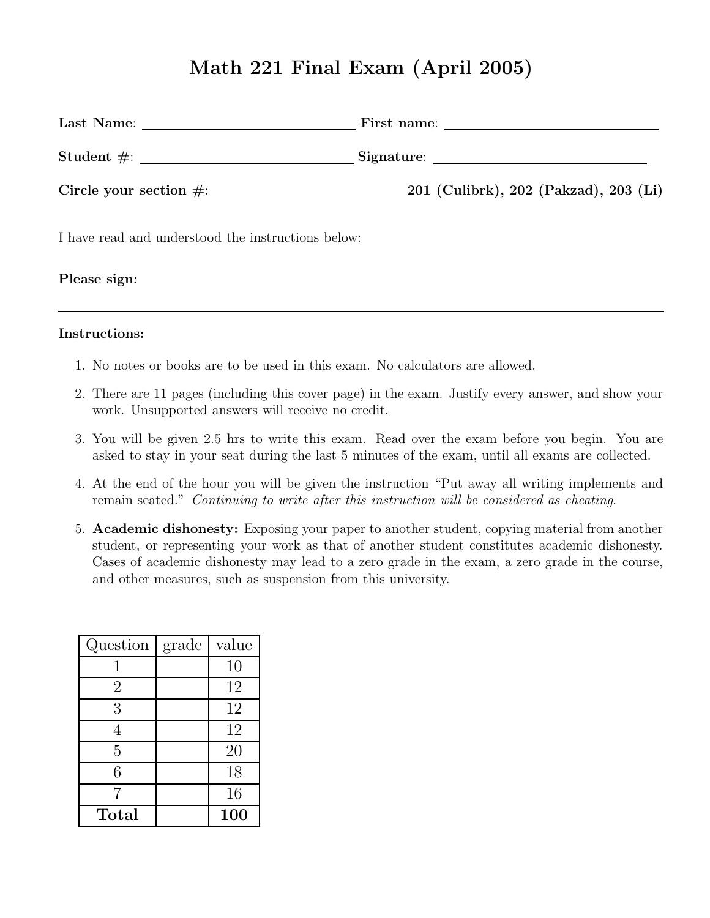# Math 221 Final Exam (April 2005)

**Last Name**: ______________________ **First name**: ______________________

**Student #**: ______________________ **Signature**: ______________________

**Circle your section #**: **201 (Culibrk), 202 (Pakzad), 203 (Li)**

I have read and understood the instructions below:

**Please sign:**

---

**Instructions:**

1. No notes or books are to be used in this exam. No calculators are allowed.
2. There are 11 pages (including this cover page) in the exam. Justify every answer, and show your work. Unsupported answers will receive no credit.
3. You will be given 2.5 hrs to write this exam. Read over the exam before you begin. You are asked to stay in your seat during the last 5 minutes of the exam, until all exams are collected.
4. At the end of the hour you will be given the instruction "Put away all writing implements and remain seated." *Continuing to write after this instruction will be considered as cheating.*
5. **Academic dishonesty:** Exposing your paper to another student, copying material from another student, or representing your work as that of another student constitutes academic dishonesty. Cases of academic dishonesty may lead to a zero grade in the exam, a zero grade in the course, and other measures, such as suspension from this university.

| Question | grade | value |
|---|---|---|
| 1 | | 10 |
| 2 | | 12 |
| 3 | | 12 |
| 4 | | 12 |
| 5 | | 20 |
| 6 | | 18 |
| 7 | | 16 |
| **Total** | | **100** |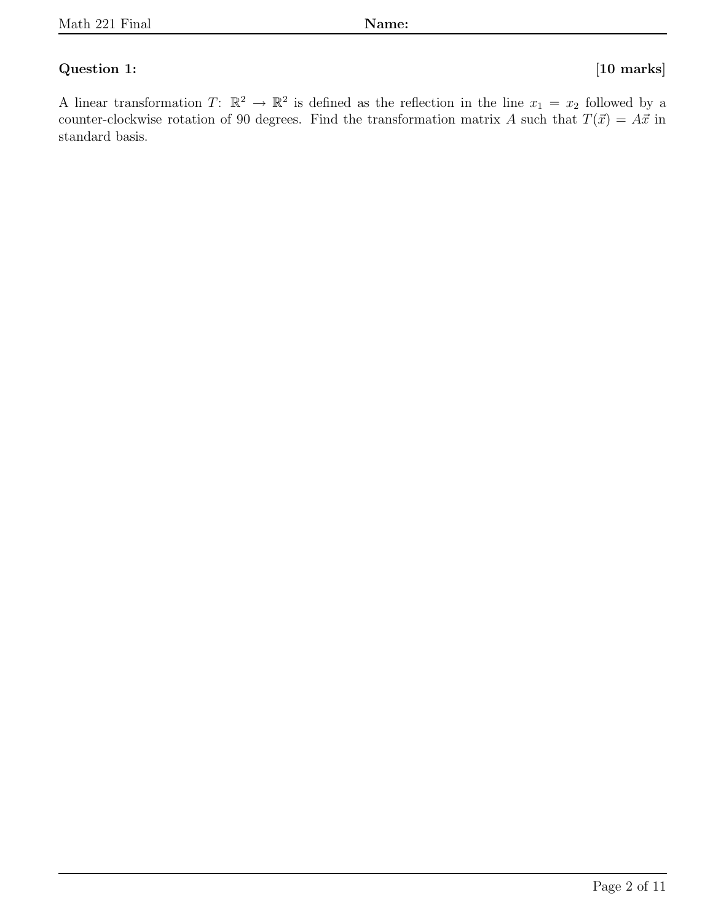**Question 1:** **[10 marks]**

A linear transformation $T\colon\ \mathbb{R}^2 \to \mathbb{R}^2$ is defined as the reflection in the line $x_1 = x_2$ followed by a counter-clockwise rotation of 90 degrees. Find the transformation matrix $A$ such that $T(\vec{x}) = A\vec{x}$ in standard basis.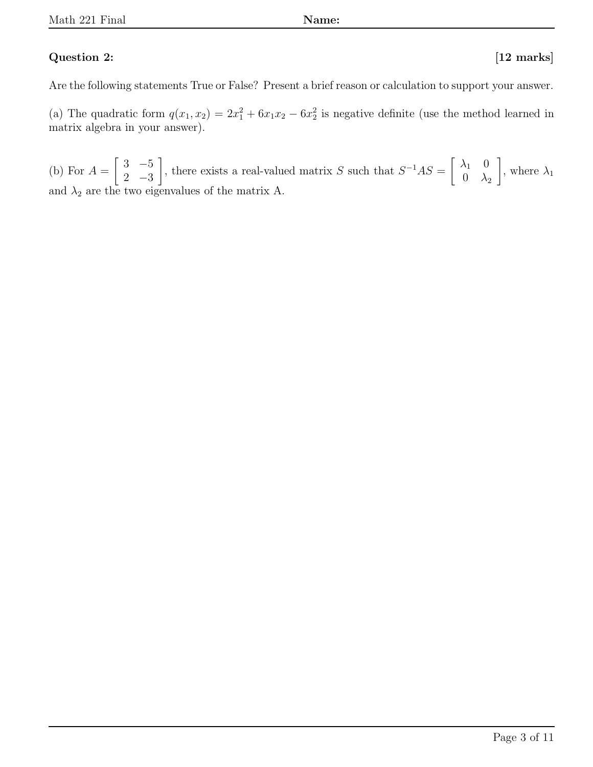**Question 2:** **[12 marks]**

Are the following statements True or False? Present a brief reason or calculation to support your answer.

(a) The quadratic form $q(x_1, x_2) = 2x_1^2 + 6x_1x_2 - 6x_2^2$ is negative definite (use the method learned in matrix algebra in your answer).

(b) For $A = \begin{bmatrix} 3 & -5 \\ 2 & -3 \end{bmatrix}$, there exists a real-valued matrix $S$ such that $S^{-1}AS = \begin{bmatrix} \lambda_1 & 0 \\ 0 & \lambda_2 \end{bmatrix}$, where $\lambda_1$ and $\lambda_2$ are the two eigenvalues of the matrix A.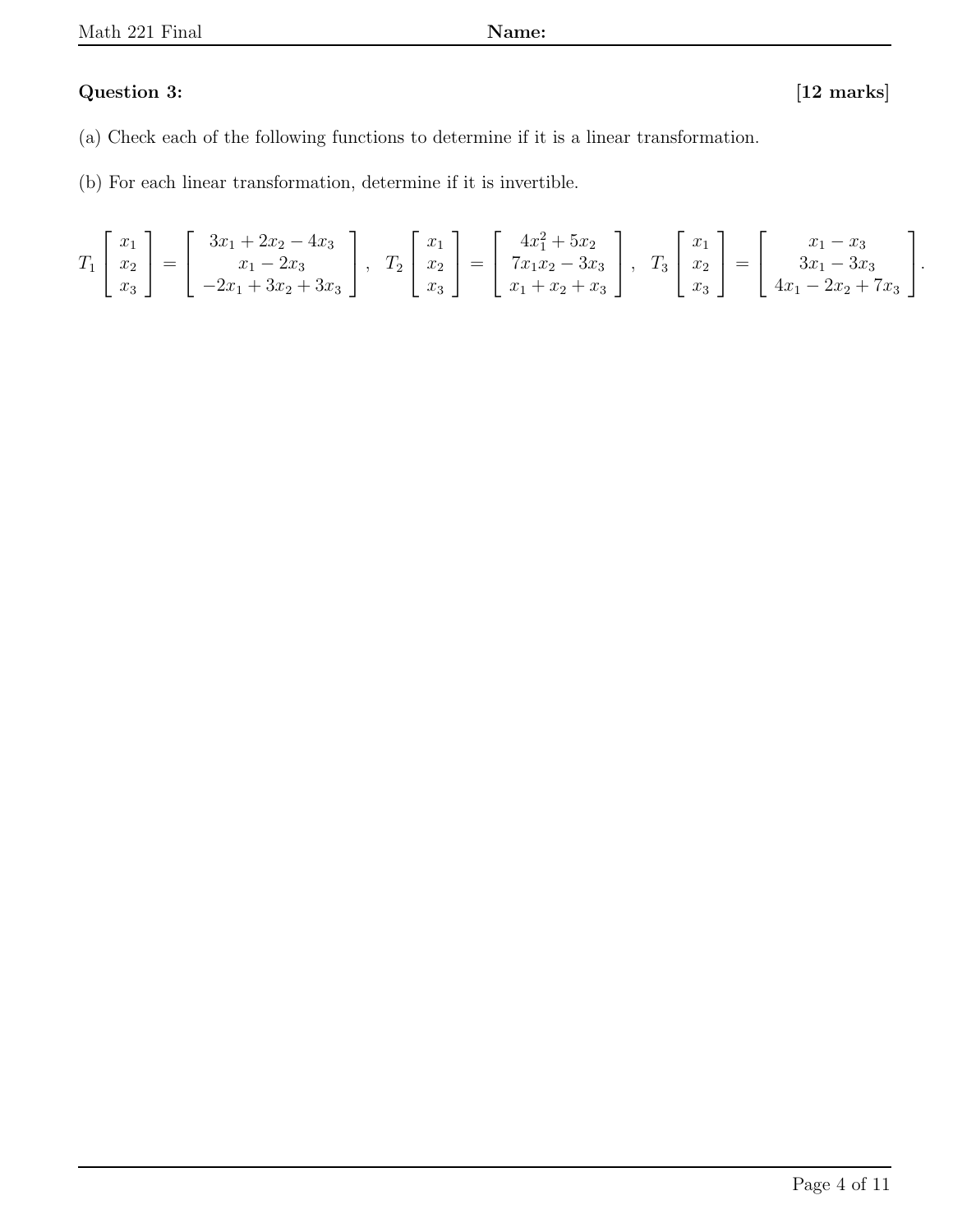**Question 3:** **[12 marks]**

(a) Check each of the following functions to determine if it is a linear transformation.

(b) For each linear transformation, determine if it is invertible.

$$T_1 \begin{bmatrix} x_1 \\ x_2 \\ x_3 \end{bmatrix} = \begin{bmatrix} 3x_1 + 2x_2 - 4x_3 \\ x_1 - 2x_3 \\ -2x_1 + 3x_2 + 3x_3 \end{bmatrix}, \quad T_2 \begin{bmatrix} x_1 \\ x_2 \\ x_3 \end{bmatrix} = \begin{bmatrix} 4x_1^2 + 5x_2 \\ 7x_1x_2 - 3x_3 \\ x_1 + x_2 + x_3 \end{bmatrix}, \quad T_3 \begin{bmatrix} x_1 \\ x_2 \\ x_3 \end{bmatrix} = \begin{bmatrix} x_1 - x_3 \\ 3x_1 - 3x_3 \\ 4x_1 - 2x_2 + 7x_3 \end{bmatrix}.$$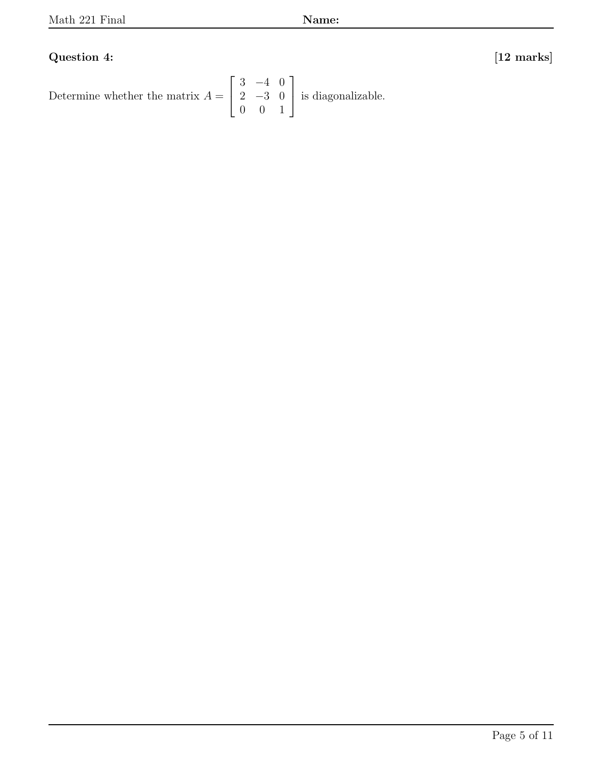**Question 4:** **[12 marks]**

Determine whether the matrix $A = \begin{bmatrix} 3 & -4 & 0 \\ 2 & -3 & 0 \\ 0 & 0 & 1 \end{bmatrix}$ is diagonalizable.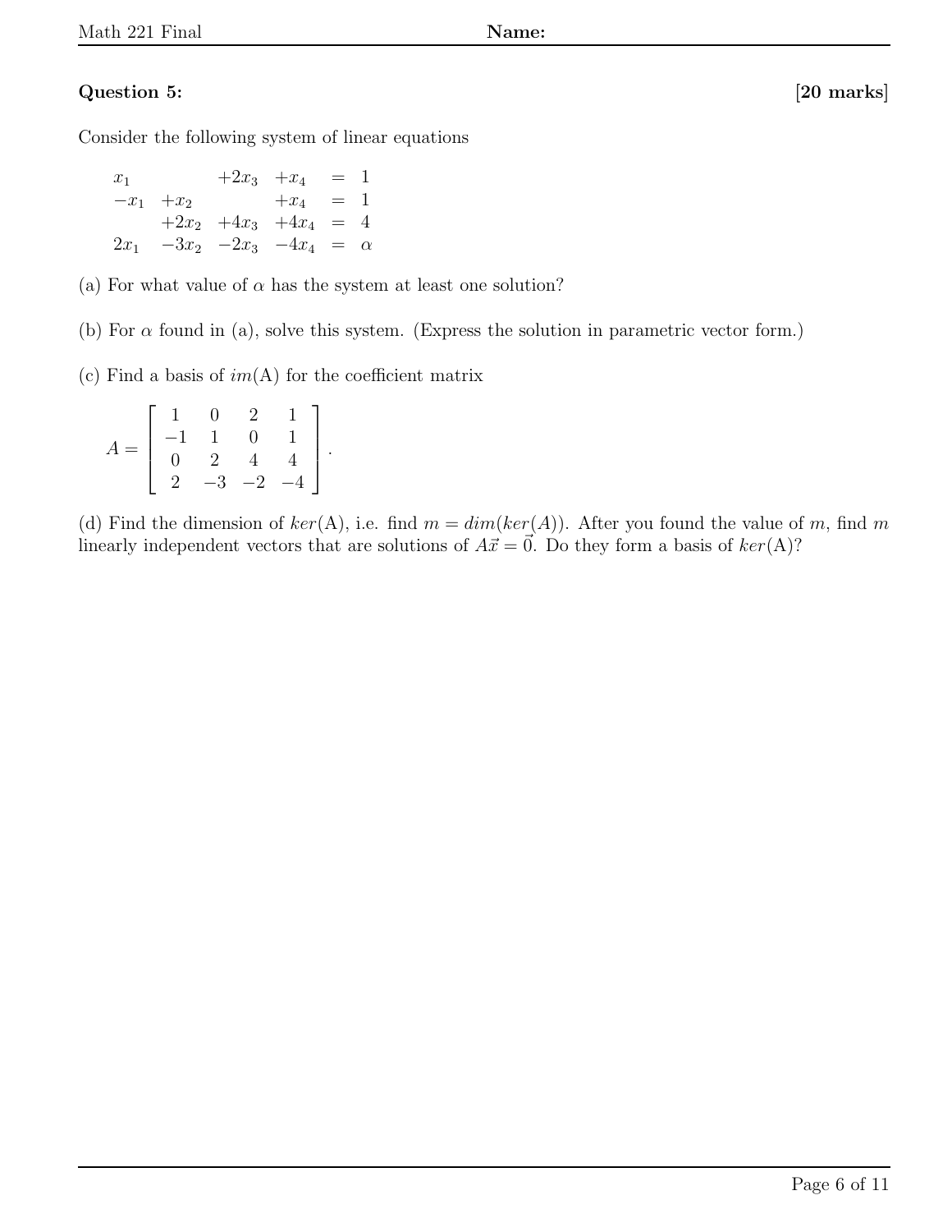**Question 5:** **[20 marks]**

Consider the following system of linear equations

$$
\begin{array}{rrrrcl}
x_1 & & +2x_3 & +x_4 & = & 1 \\
-x_1 & +x_2 & & +x_4 & = & 1 \\
 & +2x_2 & +4x_3 & +4x_4 & = & 4 \\
2x_1 & -3x_2 & -2x_3 & -4x_4 & = & \alpha
\end{array}
$$

(a) For what value of $\alpha$ has the system at least one solution?

(b) For $\alpha$ found in (a), solve this system. (Express the solution in parametric vector form.)

(c) Find a basis of $im(\mathrm{A})$ for the coefficient matrix

$$
A = \begin{bmatrix} 1 & 0 & 2 & 1 \\ -1 & 1 & 0 & 1 \\ 0 & 2 & 4 & 4 \\ 2 & -3 & -2 & -4 \end{bmatrix}.
$$

(d) Find the dimension of $ker(\mathrm{A})$, i.e. find $m = dim(ker(A))$. After you found the value of $m$, find $m$ linearly independent vectors that are solutions of $A\vec{x} = \vec{0}$. Do they form a basis of $ker(\mathrm{A})$?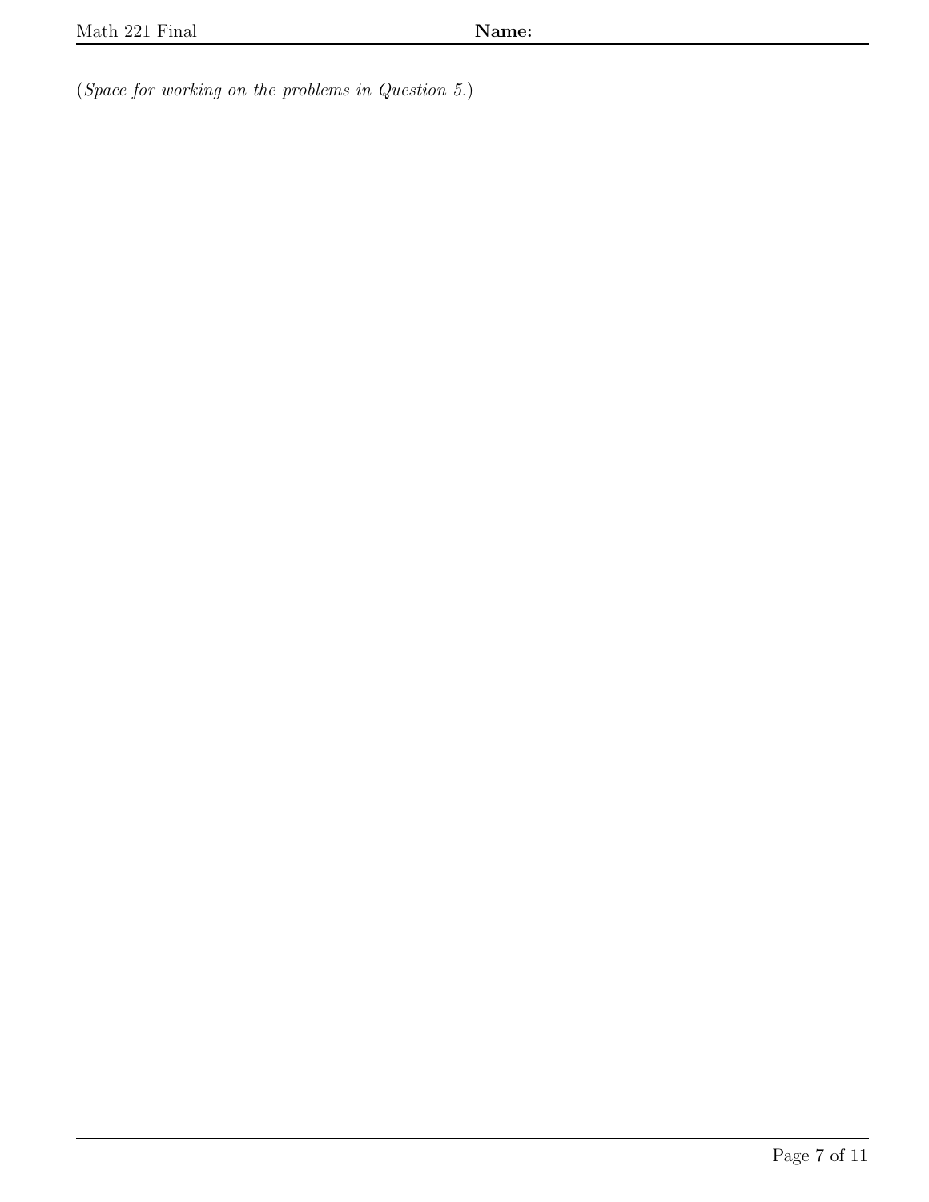(*Space for working on the problems in Question 5.*)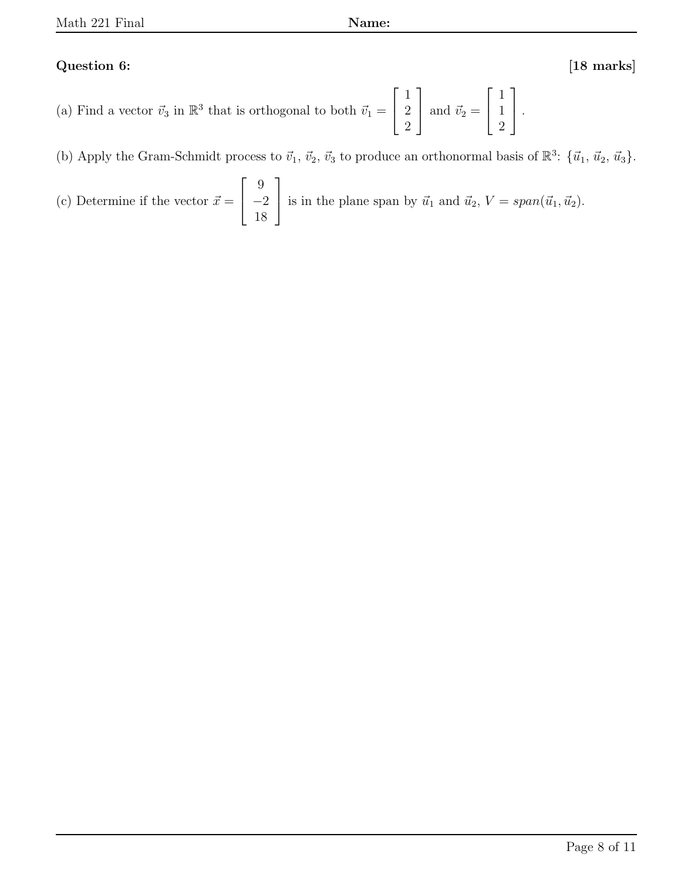**Question 6:** **[18 marks]**

(a) Find a vector $\vec{v}_3$ in $\mathbb{R}^3$ that is orthogonal to both $\vec{v}_1 = \begin{bmatrix} 1 \\ 2 \\ 2 \end{bmatrix}$ and $\vec{v}_2 = \begin{bmatrix} 1 \\ 1 \\ 2 \end{bmatrix}$.

(b) Apply the Gram-Schmidt process to $\vec{v}_1$, $\vec{v}_2$, $\vec{v}_3$ to produce an orthonormal basis of $\mathbb{R}^3$: $\{\vec{u}_1, \vec{u}_2, \vec{u}_3\}$.

(c) Determine if the vector $\vec{x} = \begin{bmatrix} 9 \\ -2 \\ 18 \end{bmatrix}$ is in the plane span by $\vec{u}_1$ and $\vec{u}_2$, $V = span(\vec{u}_1, \vec{u}_2)$.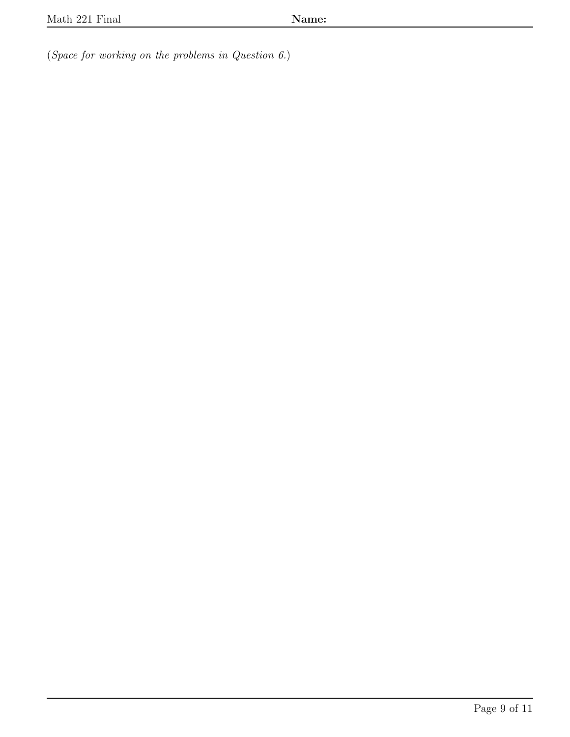(*Space for working on the problems in Question 6.*)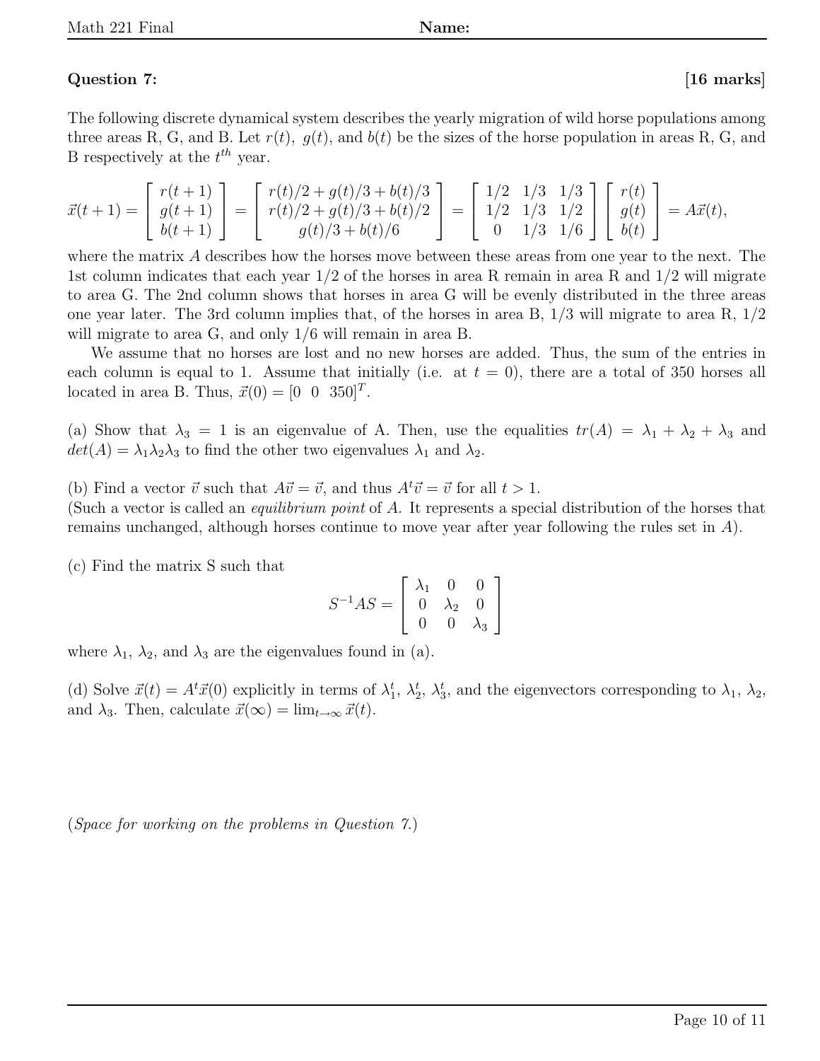**Question 7:** **[16 marks]**

The following discrete dynamical system describes the yearly migration of wild horse populations among three areas R, G, and B. Let $r(t)$, $g(t)$, and $b(t)$ be the sizes of the horse population in areas R, G, and B respectively at the $t^{th}$ year.

$$\vec{x}(t+1) = \begin{bmatrix} r(t+1) \\ g(t+1) \\ b(t+1) \end{bmatrix} = \begin{bmatrix} r(t)/2 + g(t)/3 + b(t)/3 \\ r(t)/2 + g(t)/3 + b(t)/2 \\ g(t)/3 + b(t)/6 \end{bmatrix} = \begin{bmatrix} 1/2 & 1/3 & 1/3 \\ 1/2 & 1/3 & 1/2 \\ 0 & 1/3 & 1/6 \end{bmatrix} \begin{bmatrix} r(t) \\ g(t) \\ b(t) \end{bmatrix} = A\vec{x}(t),$$

where the matrix $A$ describes how the horses move between these areas from one year to the next. The 1st column indicates that each year 1/2 of the horses in area R remain in area R and 1/2 will migrate to area G. The 2nd column shows that horses in area G will be evenly distributed in the three areas one year later. The 3rd column implies that, of the horses in area B, 1/3 will migrate to area R, 1/2 will migrate to area G, and only 1/6 will remain in area B.

We assume that no horses are lost and no new horses are added. Thus, the sum of the entries in each column is equal to 1. Assume that initially (i.e. at $t = 0$), there are a total of 350 horses all located in area B. Thus, $\vec{x}(0) = [0 \;\; 0 \;\; 350]^T$.

(a) Show that $\lambda_3 = 1$ is an eigenvalue of A. Then, use the equalities $tr(A) = \lambda_1 + \lambda_2 + \lambda_3$ and $det(A) = \lambda_1\lambda_2\lambda_3$ to find the other two eigenvalues $\lambda_1$ and $\lambda_2$.

(b) Find a vector $\vec{v}$ such that $A\vec{v} = \vec{v}$, and thus $A^t\vec{v} = \vec{v}$ for all $t > 1$.
(Such a vector is called an *equilibrium point* of $A$. It represents a special distribution of the horses that remains unchanged, although horses continue to move year after year following the rules set in $A$).

(c) Find the matrix S such that

$$S^{-1}AS = \begin{bmatrix} \lambda_1 & 0 & 0 \\ 0 & \lambda_2 & 0 \\ 0 & 0 & \lambda_3 \end{bmatrix}$$

where $\lambda_1$, $\lambda_2$, and $\lambda_3$ are the eigenvalues found in (a).

(d) Solve $\vec{x}(t) = A^t\vec{x}(0)$ explicitly in terms of $\lambda_1^t$, $\lambda_2^t$, $\lambda_3^t$, and the eigenvectors corresponding to $\lambda_1$, $\lambda_2$, and $\lambda_3$. Then, calculate $\vec{x}(\infty) = \lim_{t\to\infty} \vec{x}(t)$.

(*Space for working on the problems in Question 7.*)